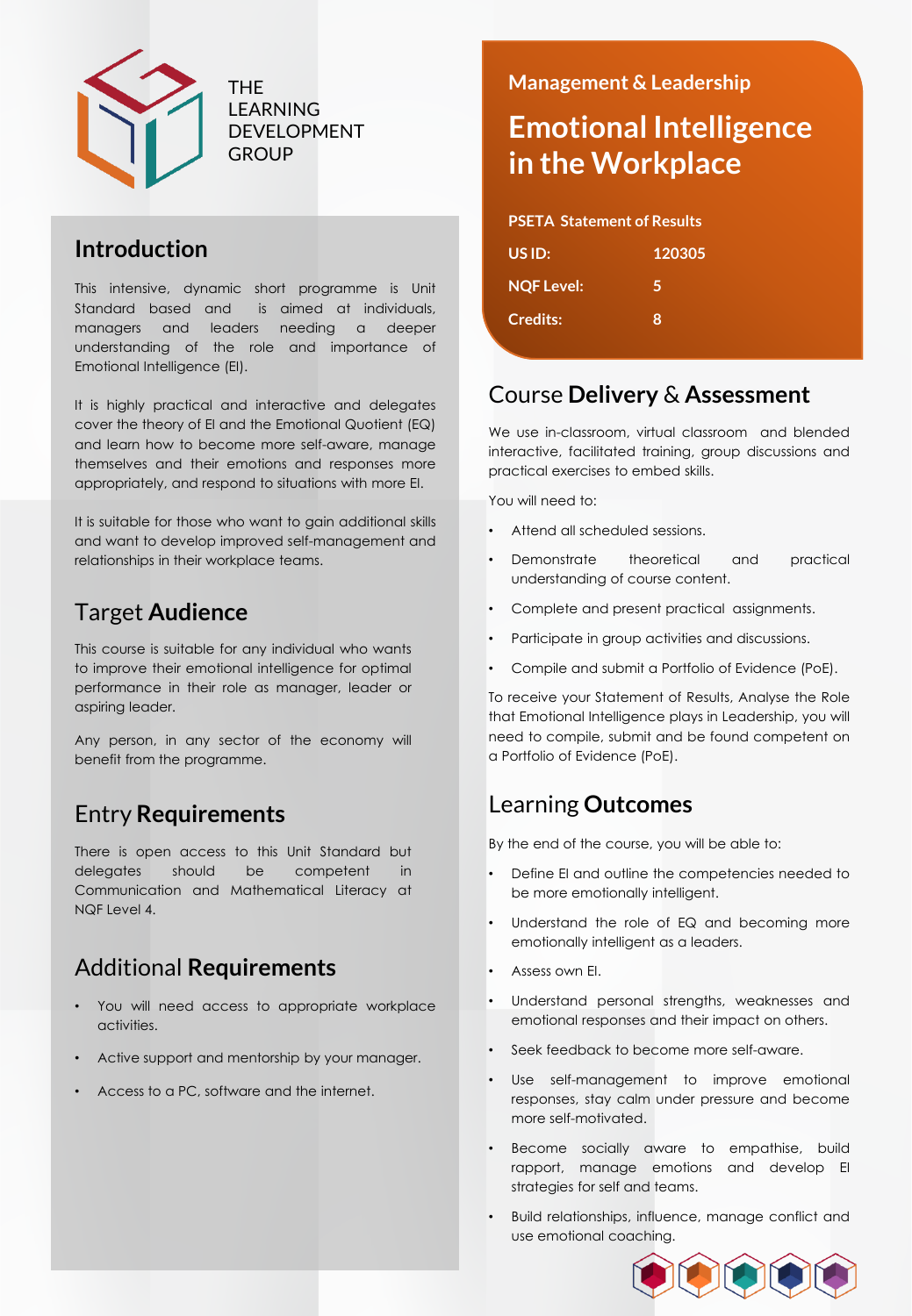THE LEARNING DEVELOPMENT GROUP

## Management & Leadership

# Emotional Intelligence in the Workplace

| PSETA Statement of Results | |
|---|---|
| US ID: | 120305 |
| NQF Level: | 5 |
| Credits: | 8 |

## Introduction

This intensive, dynamic short programme is Unit Standard based and is aimed at individuals, managers and leaders needing a deeper understanding of the role and importance of Emotional Intelligence (EI).

It is highly practical and interactive and delegates cover the theory of EI and the Emotional Quotient (EQ) and learn how to become more self-aware, manage themselves and their emotions and responses more appropriately, and respond to situations with more EI.

It is suitable for those who want to gain additional skills and want to develop improved self-management and relationships in their workplace teams.

## Target **Audience**

This course is suitable for any individual who wants to improve their emotional intelligence for optimal performance in their role as manager, leader or aspiring leader.

Any person, in any sector of the economy will benefit from the programme.

## Entry **Requirements**

There is open access to this Unit Standard but delegates should be competent in Communication and Mathematical Literacy at NQF Level 4.

## Additional **Requirements**

- You will need access to appropriate workplace activities.
- Active support and mentorship by your manager.
- Access to a PC, software and the internet.

## Course **Delivery** & **Assessment**

We use in-classroom, virtual classroom and blended interactive, facilitated training, group discussions and practical exercises to embed skills.

You will need to:

- Attend all scheduled sessions.
- Demonstrate theoretical and practical understanding of course content.
- Complete and present practical assignments.
- Participate in group activities and discussions.
- Compile and submit a Portfolio of Evidence (PoE).

To receive your Statement of Results, Analyse the Role that Emotional Intelligence plays in Leadership, you will need to compile, submit and be found competent on a Portfolio of Evidence (PoE).

## Learning **Outcomes**

By the end of the course, you will be able to:

- Define EI and outline the competencies needed to be more emotionally intelligent.
- Understand the role of EQ and becoming more emotionally intelligent as a leaders.
- Assess own EI.
- Understand personal strengths, weaknesses and emotional responses and their impact on others.
- Seek feedback to become more self-aware.
- Use self-management to improve emotional responses, stay calm under pressure and become more self-motivated.
- Become socially aware to empathise, build rapport, manage emotions and develop EI strategies for self and teams.
- Build relationships, influence, manage conflict and use emotional coaching.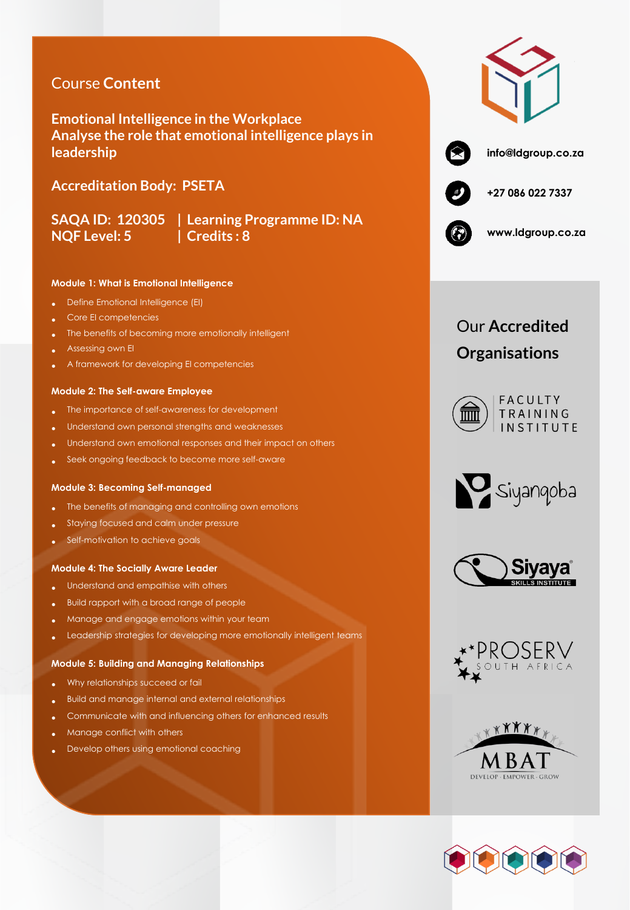## Course **Content**

**Emotional Intelligence in the Workplace**
**Analyse the role that emotional intelligence plays in leadership**

**Accreditation Body: PSETA**

**SAQA ID: 120305 | Learning Programme ID: NA**
**NQF Level: 5 | Credits : 8**

### Module 1: What is Emotional Intelligence

- Define Emotional Intelligence (EI)
- Core EI competencies
- The benefits of becoming more emotionally intelligent
- Assessing own EI
- A framework for developing EI competencies

### Module 2: The Self-aware Employee

- The importance of self-awareness for development
- Understand own personal strengths and weaknesses
- Understand own emotional responses and their impact on others
- Seek ongoing feedback to become more self-aware

### Module 3: Becoming Self-managed

- The benefits of managing and controlling own emotions
- Staying focused and calm under pressure
- Self-motivation to achieve goals

### Module 4: The Socially Aware Leader

- Understand and empathise with others
- Build rapport with a broad range of people
- Manage and engage emotions within your team
- Leadership strategies for developing more emotionally intelligent teams

### Module 5: Building and Managing Relationships

- Why relationships succeed or fail
- Build and manage internal and external relationships
- Communicate with and influencing others for enhanced results
- Manage conflict with others
- Develop others using emotional coaching

info@ldgroup.co.za

+27 086 022 7337

www.ldgroup.co.za

## Our **Accredited Organisations**

FACULTY TRAINING INSTITUTE

Siyanqoba

Siyaya SKILLS INSTITUTE

PROSERV SOUTH AFRICA

MBAT DEVELOP · EMPOWER · GROW